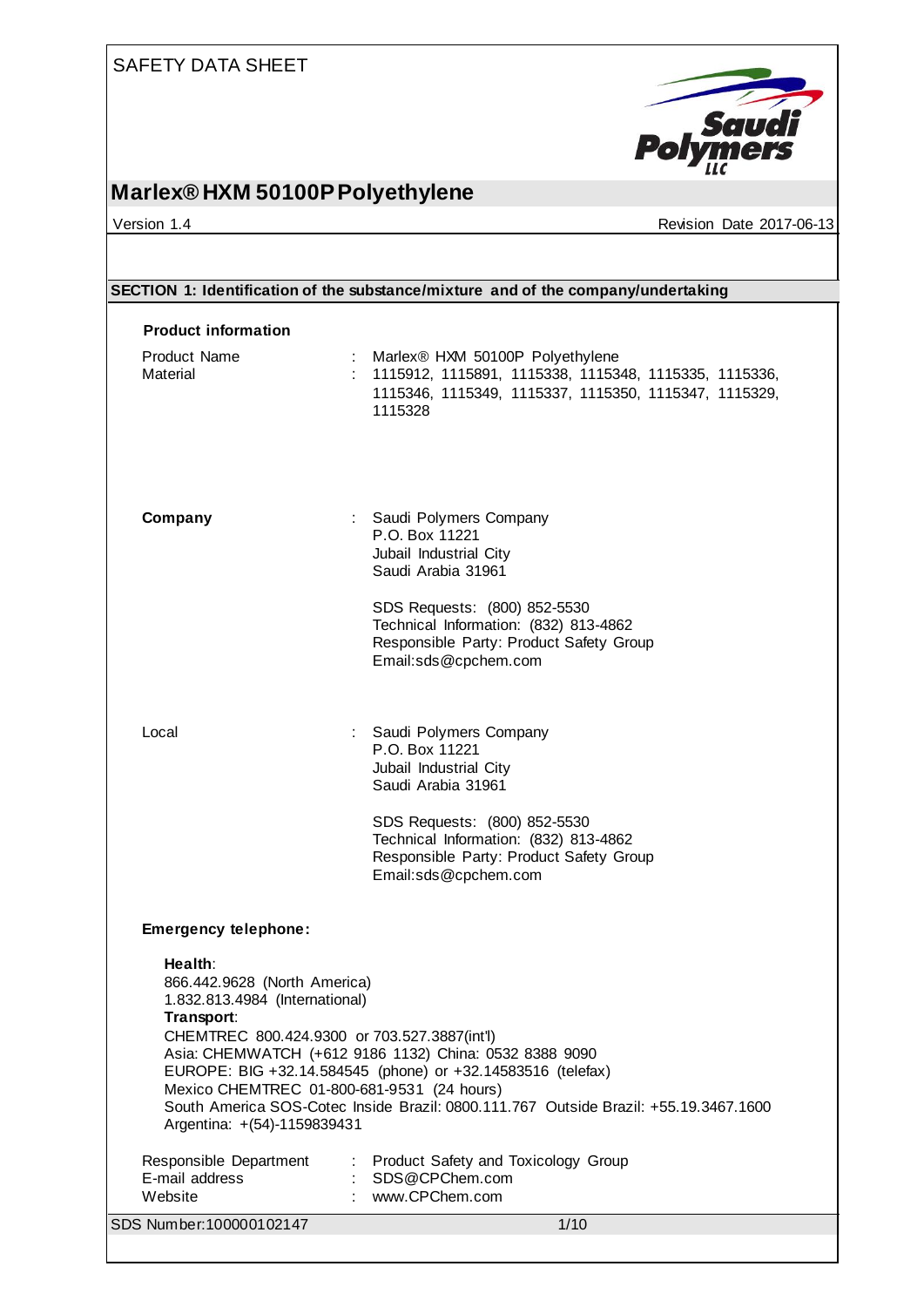SAFETY DATA SHEET

# Marlex® HXM 50100P Polyethylene

Version 1.4 Revision Date 2017-06-13

## SECTION 1: Identification of the substance/mixture and of the company/undertaking

### Product information

| | | |
|---|---|---|
| Product Name | : | Marlex® HXM 50100P Polyethylene |
| Material | : | 1115912, 1115891, 1115338, 1115348, 1115335, 1115336, 1115346, 1115349, 1115337, 1115350, 1115347, 1115329, 1115328 |

**Company** : Saudi Polymers Company
P.O. Box 11221
Jubail Industrial City
Saudi Arabia 31961

SDS Requests: (800) 852-5530
Technical Information: (832) 813-4862
Responsible Party: Product Safety Group
Email:sds@cpchem.com

Local : Saudi Polymers Company
P.O. Box 11221
Jubail Industrial City
Saudi Arabia 31961

SDS Requests: (800) 852-5530
Technical Information: (832) 813-4862
Responsible Party: Product Safety Group
Email:sds@cpchem.com

**Emergency telephone:**

**Health**:
866.442.9628 (North America)
1.832.813.4984 (International)
**Transport**:
CHEMTREC 800.424.9300 or 703.527.3887(int'l)
Asia: CHEMWATCH (+612 9186 1132) China: 0532 8388 9090
EUROPE: BIG +32.14.584545 (phone) or +32.14583516 (telefax)
Mexico CHEMTREC 01-800-681-9531 (24 hours)
South America SOS-Cotec Inside Brazil: 0800.111.767 Outside Brazil: +55.19.3467.1600
Argentina: +(54)-1159839431

| | | |
|---|---|---|
| Responsible Department | : | Product Safety and Toxicology Group |
| E-mail address | : | SDS@CPChem.com |
| Website | : | www.CPChem.com |

SDS Number:100000102147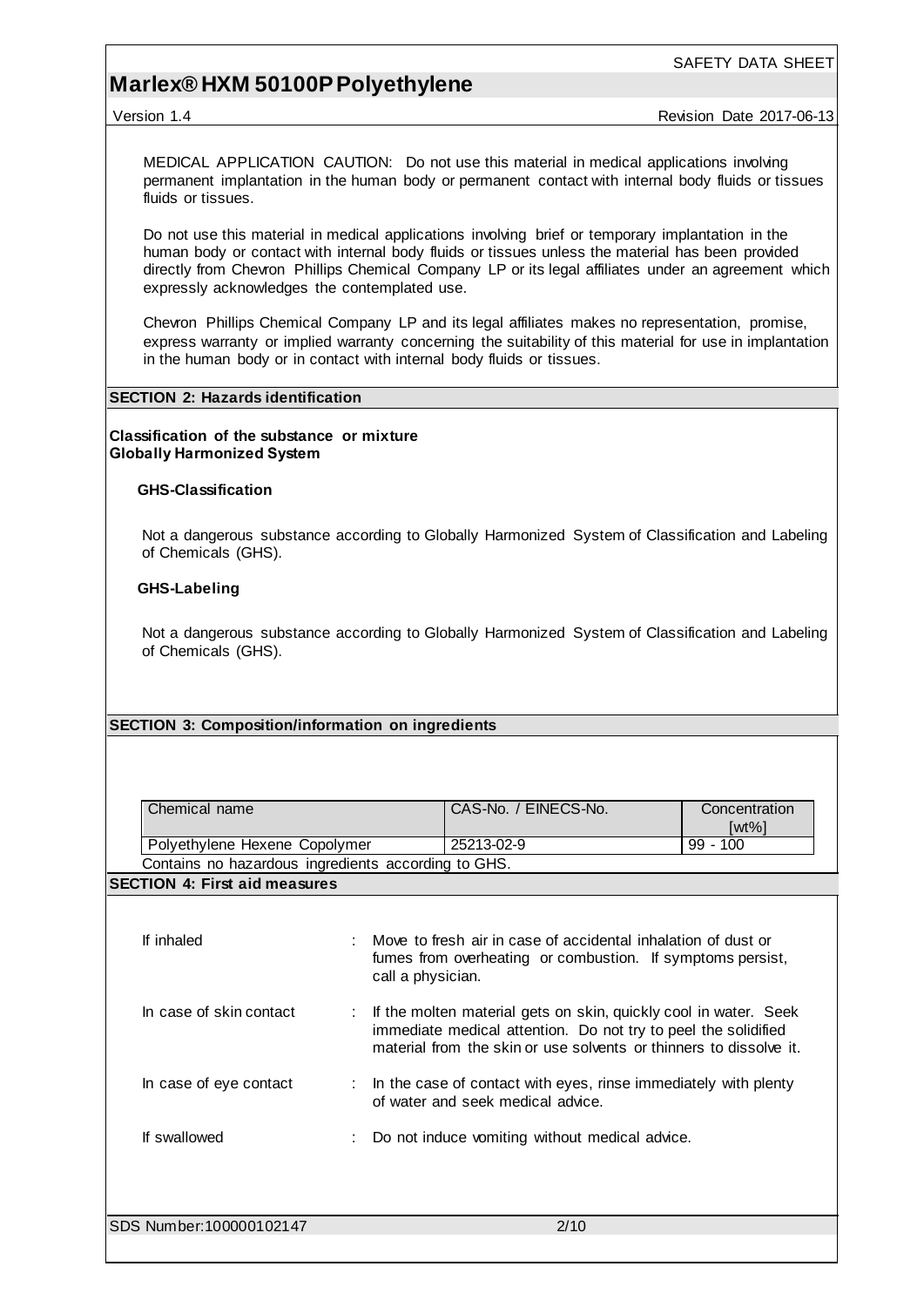MEDICAL APPLICATION CAUTION: Do not use this material in medical applications involving permanent implantation in the human body or permanent contact with internal body fluids or tissues fluids or tissues.

Do not use this material in medical applications involving brief or temporary implantation in the human body or contact with internal body fluids or tissues unless the material has been provided directly from Chevron Phillips Chemical Company LP or its legal affiliates under an agreement which expressly acknowledges the contemplated use.

Chevron Phillips Chemical Company LP and its legal affiliates makes no representation, promise, express warranty or implied warranty concerning the suitability of this material for use in implantation in the human body or in contact with internal body fluids or tissues.

## SECTION 2: Hazards identification

**Classification of the substance or mixture**
**Globally Harmonized System**

### GHS-Classification

Not a dangerous substance according to Globally Harmonized System of Classification and Labeling of Chemicals (GHS).

### GHS-Labeling

Not a dangerous substance according to Globally Harmonized System of Classification and Labeling of Chemicals (GHS).

## SECTION 3: Composition/information on ingredients

| Chemical name | CAS-No. / EINECS-No. | Concentration [wt%] |
|---|---|---|
| Polyethylene Hexene Copolymer | 25213-02-9 | 99 - 100 |

Contains no hazardous ingredients according to GHS.

## SECTION 4: First aid measures

If inhaled : Move to fresh air in case of accidental inhalation of dust or fumes from overheating or combustion. If symptoms persist, call a physician.

In case of skin contact : If the molten material gets on skin, quickly cool in water. Seek immediate medical attention. Do not try to peel the solidified material from the skin or use solvents or thinners to dissolve it.

In case of eye contact : In the case of contact with eyes, rinse immediately with plenty of water and seek medical advice.

If swallowed : Do not induce vomiting without medical advice.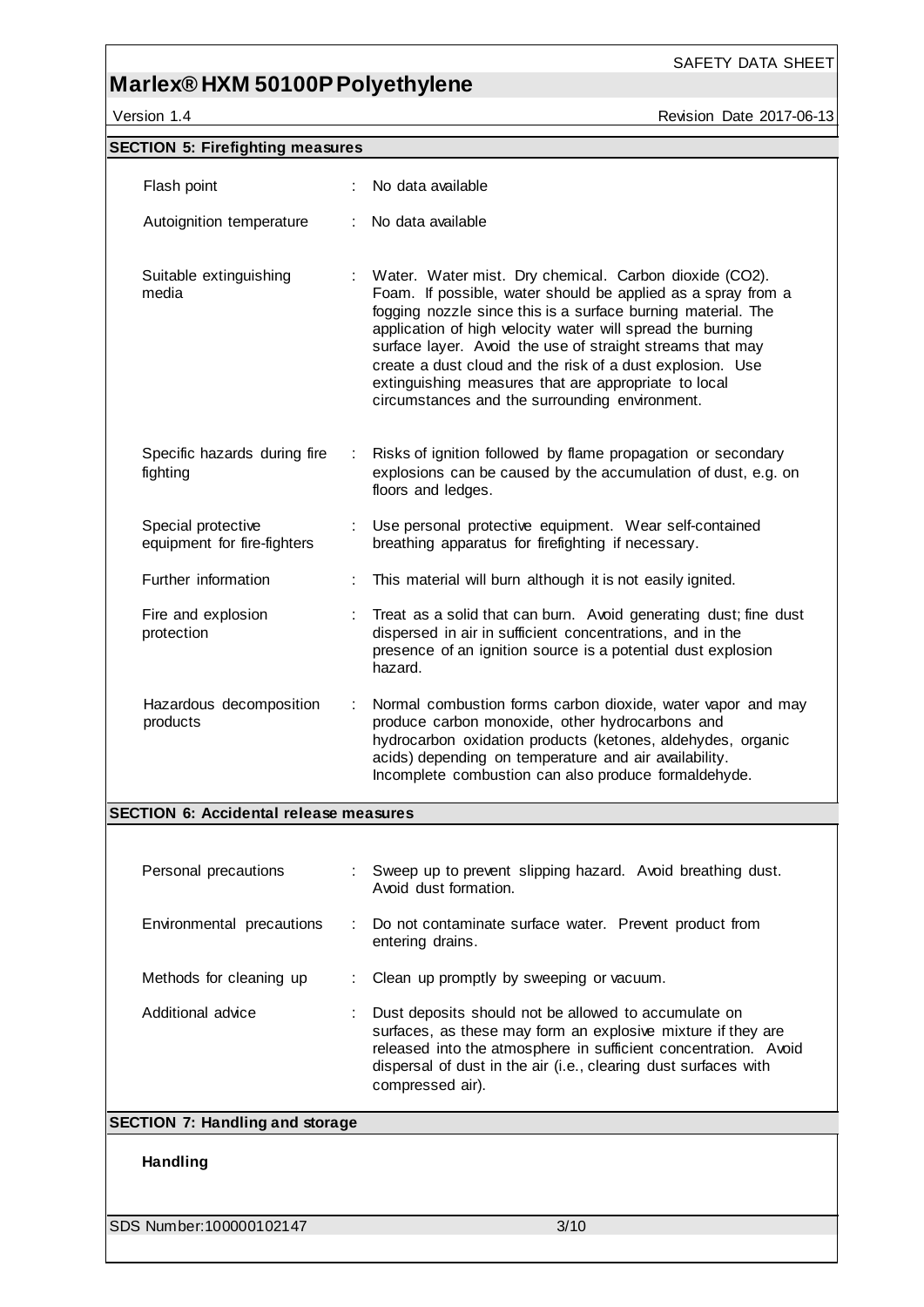## SECTION 5: Firefighting measures

| | |
|---|---|
| Flash point | : No data available |
| Autoignition temperature | : No data available |
| Suitable extinguishing media | : Water. Water mist. Dry chemical. Carbon dioxide ($CO_2$). Foam. If possible, water should be applied as a spray from a fogging nozzle since this is a surface burning material. The application of high velocity water will spread the burning surface layer. Avoid the use of straight streams that may create a dust cloud and the risk of a dust explosion. Use extinguishing measures that are appropriate to local circumstances and the surrounding environment. |
| Specific hazards during fire fighting | : Risks of ignition followed by flame propagation or secondary explosions can be caused by the accumulation of dust, e.g. on floors and ledges. |
| Special protective equipment for fire-fighters | : Use personal protective equipment. Wear self-contained breathing apparatus for firefighting if necessary. |
| Further information | : This material will burn although it is not easily ignited. |
| Fire and explosion protection | : Treat as a solid that can burn. Avoid generating dust; fine dust dispersed in air in sufficient concentrations, and in the presence of an ignition source is a potential dust explosion hazard. |
| Hazardous decomposition products | : Normal combustion forms carbon dioxide, water vapor and may produce carbon monoxide, other hydrocarbons and hydrocarbon oxidation products (ketones, aldehydes, organic acids) depending on temperature and air availability. Incomplete combustion can also produce formaldehyde. |

## SECTION 6: Accidental release measures

| | |
|---|---|
| Personal precautions | : Sweep up to prevent slipping hazard. Avoid breathing dust. Avoid dust formation. |
| Environmental precautions | : Do not contaminate surface water. Prevent product from entering drains. |
| Methods for cleaning up | : Clean up promptly by sweeping or vacuum. |
| Additional advice | : Dust deposits should not be allowed to accumulate on surfaces, as these may form an explosive mixture if they are released into the atmosphere in sufficient concentration. Avoid dispersal of dust in the air (i.e., clearing dust surfaces with compressed air). |

## SECTION 7: Handling and storage

**Handling**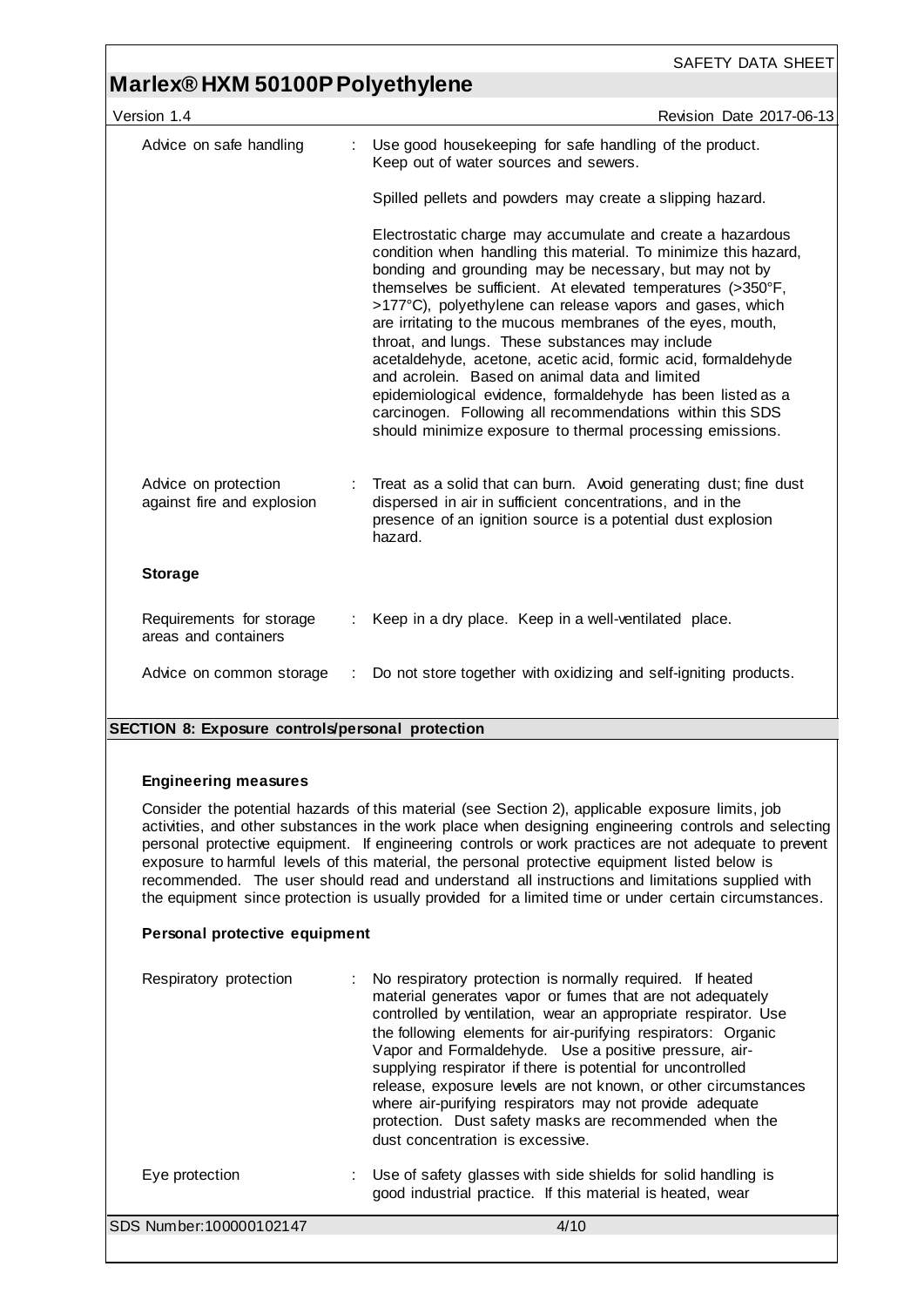| | |
|---|---|
| Advice on safe handling | : Use good housekeeping for safe handling of the product. Keep out of water sources and sewers.<br><br>Spilled pellets and powders may create a slipping hazard.<br><br>Electrostatic charge may accumulate and create a hazardous condition when handling this material. To minimize this hazard, bonding and grounding may be necessary, but may not by themselves be sufficient. At elevated temperatures (>350°F, >177°C), polyethylene can release vapors and gases, which are irritating to the mucous membranes of the eyes, mouth, throat, and lungs. These substances may include acetaldehyde, acetone, acetic acid, formic acid, formaldehyde and acrolein. Based on animal data and limited epidemiological evidence, formaldehyde has been listed as a carcinogen. Following all recommendations within this SDS should minimize exposure to thermal processing emissions. |
| Advice on protection against fire and explosion | : Treat as a solid that can burn. Avoid generating dust; fine dust dispersed in air in sufficient concentrations, and in the presence of an ignition source is a potential dust explosion hazard. |

**Storage**

| | |
|---|---|
| Requirements for storage areas and containers | : Keep in a dry place. Keep in a well-ventilated place. |
| Advice on common storage | : Do not store together with oxidizing and self-igniting products. |

## SECTION 8: Exposure controls/personal protection

**Engineering measures**

Consider the potential hazards of this material (see Section 2), applicable exposure limits, job activities, and other substances in the work place when designing engineering controls and selecting personal protective equipment. If engineering controls or work practices are not adequate to prevent exposure to harmful levels of this material, the personal protective equipment listed below is recommended. The user should read and understand all instructions and limitations supplied with the equipment since protection is usually provided for a limited time or under certain circumstances.

**Personal protective equipment**

| | |
|---|---|
| Respiratory protection | : No respiratory protection is normally required. If heated material generates vapor or fumes that are not adequately controlled by ventilation, wear an appropriate respirator. Use the following elements for air-purifying respirators: Organic Vapor and Formaldehyde. Use a positive pressure, air-supplying respirator if there is potential for uncontrolled release, exposure levels are not known, or other circumstances where air-purifying respirators may not provide adequate protection. Dust safety masks are recommended when the dust concentration is excessive. |
| Eye protection | : Use of safety glasses with side shields for solid handling is good industrial practice. If this material is heated, wear |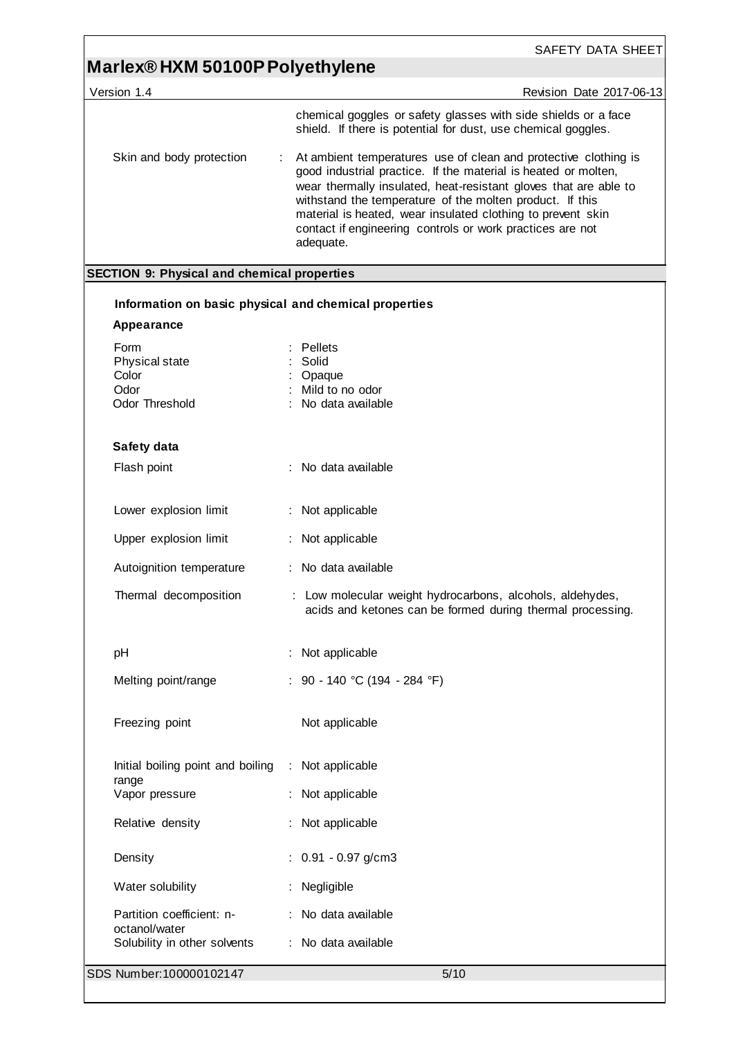chemical goggles or safety glasses with side shields or a face shield. If there is potential for dust, use chemical goggles.

Skin and body protection : At ambient temperatures use of clean and protective clothing is good industrial practice. If the material is heated or molten, wear thermally insulated, heat-resistant gloves that are able to withstand the temperature of the molten product. If this material is heated, wear insulated clothing to prevent skin contact if engineering controls or work practices are not adequate.

## SECTION 9: Physical and chemical properties

### Information on basic physical and chemical properties

**Appearance**

| | |
|---|---|
| Form | : Pellets |
| Physical state | : Solid |
| Color | : Opaque |
| Odor | : Mild to no odor |
| Odor Threshold | : No data available |

**Safety data**

| | |
|---|---|
| Flash point | : No data available |
| Lower explosion limit | : Not applicable |
| Upper explosion limit | : Not applicable |
| Autoignition temperature | : No data available |
| Thermal decomposition | : Low molecular weight hydrocarbons, alcohols, aldehydes, acids and ketones can be formed during thermal processing. |
| pH | : Not applicable |
| Melting point/range | : 90 - 140 °C (194 - 284 °F) |
| Freezing point | Not applicable |
| Initial boiling point and boiling range | : Not applicable |
| Vapor pressure | : Not applicable |
| Relative density | : Not applicable |
| Density | : 0.91 - 0.97 g/cm3 |
| Water solubility | : Negligible |
| Partition coefficient: n-octanol/water | : No data available |
| Solubility in other solvents | : No data available |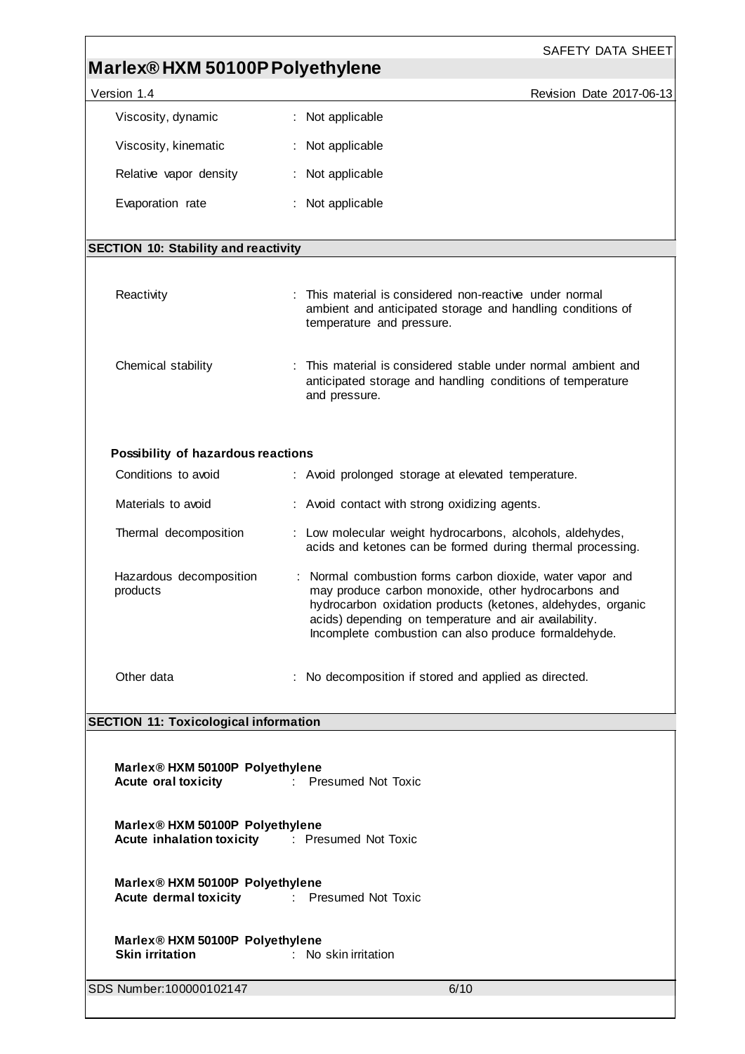Viscosity, dynamic : Not applicable

Viscosity, kinematic : Not applicable

Relative vapor density : Not applicable

Evaporation rate : Not applicable

## SECTION 10: Stability and reactivity

Reactivity : This material is considered non-reactive under normal ambient and anticipated storage and handling conditions of temperature and pressure.

Chemical stability : This material is considered stable under normal ambient and anticipated storage and handling conditions of temperature and pressure.

**Possibility of hazardous reactions**

Conditions to avoid : Avoid prolonged storage at elevated temperature.

Materials to avoid : Avoid contact with strong oxidizing agents.

Thermal decomposition : Low molecular weight hydrocarbons, alcohols, aldehydes, acids and ketones can be formed during thermal processing.

Hazardous decomposition products : Normal combustion forms carbon dioxide, water vapor and may produce carbon monoxide, other hydrocarbons and hydrocarbon oxidation products (ketones, aldehydes, organic acids) depending on temperature and air availability. Incomplete combustion can also produce formaldehyde.

Other data : No decomposition if stored and applied as directed.

## SECTION 11: Toxicological information

**Marlex® HXM 50100P Polyethylene**
**Acute oral toxicity** : Presumed Not Toxic

**Marlex® HXM 50100P Polyethylene**
**Acute inhalation toxicity** : Presumed Not Toxic

**Marlex® HXM 50100P Polyethylene**
**Acute dermal toxicity** : Presumed Not Toxic

**Marlex® HXM 50100P Polyethylene**
**Skin irritation** : No skin irritation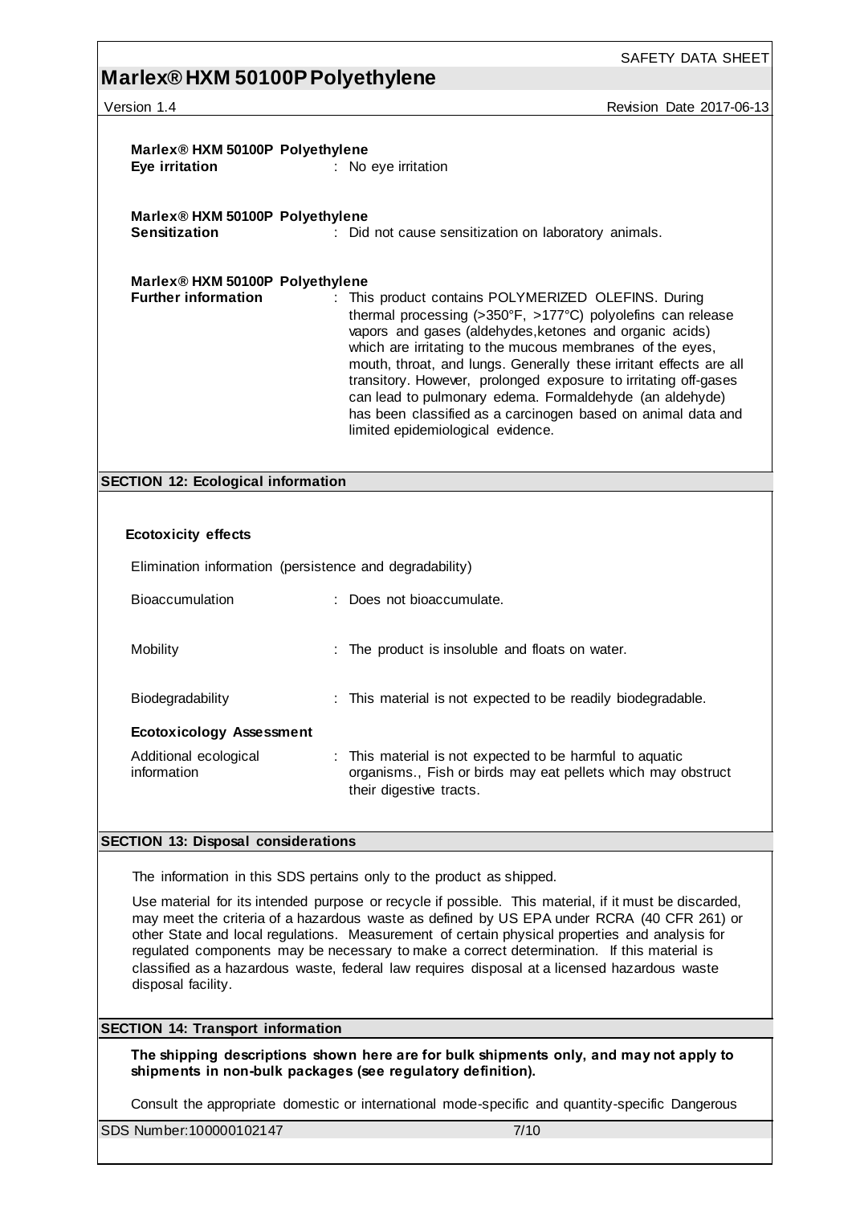**Marlex® HXM 50100P Polyethylene**

**Eye irritation** : No eye irritation

**Marlex® HXM 50100P Polyethylene**

**Sensitization** : Did not cause sensitization on laboratory animals.

**Marlex® HXM 50100P Polyethylene**

**Further information** : This product contains POLYMERIZED OLEFINS. During thermal processing (>350°F, >177°C) polyolefins can release vapors and gases (aldehydes,ketones and organic acids) which are irritating to the mucous membranes of the eyes, mouth, throat, and lungs. Generally these irritant effects are all transitory. However, prolonged exposure to irritating off-gases can lead to pulmonary edema. Formaldehyde (an aldehyde) has been classified as a carcinogen based on animal data and limited epidemiological evidence.

## SECTION 12: Ecological information

**Ecotoxicity effects**

Elimination information (persistence and degradability)

Bioaccumulation : Does not bioaccumulate.

Mobility : The product is insoluble and floats on water.

Biodegradability : This material is not expected to be readily biodegradable.

**Ecotoxicology Assessment**

Additional ecological information : This material is not expected to be harmful to aquatic organisms., Fish or birds may eat pellets which may obstruct their digestive tracts.

## SECTION 13: Disposal considerations

The information in this SDS pertains only to the product as shipped.

Use material for its intended purpose or recycle if possible. This material, if it must be discarded, may meet the criteria of a hazardous waste as defined by US EPA under RCRA (40 CFR 261) or other State and local regulations. Measurement of certain physical properties and analysis for regulated components may be necessary to make a correct determination. If this material is classified as a hazardous waste, federal law requires disposal at a licensed hazardous waste disposal facility.

## SECTION 14: Transport information

**The shipping descriptions shown here are for bulk shipments only, and may not apply to shipments in non-bulk packages (see regulatory definition).**

Consult the appropriate domestic or international mode-specific and quantity-specific Dangerous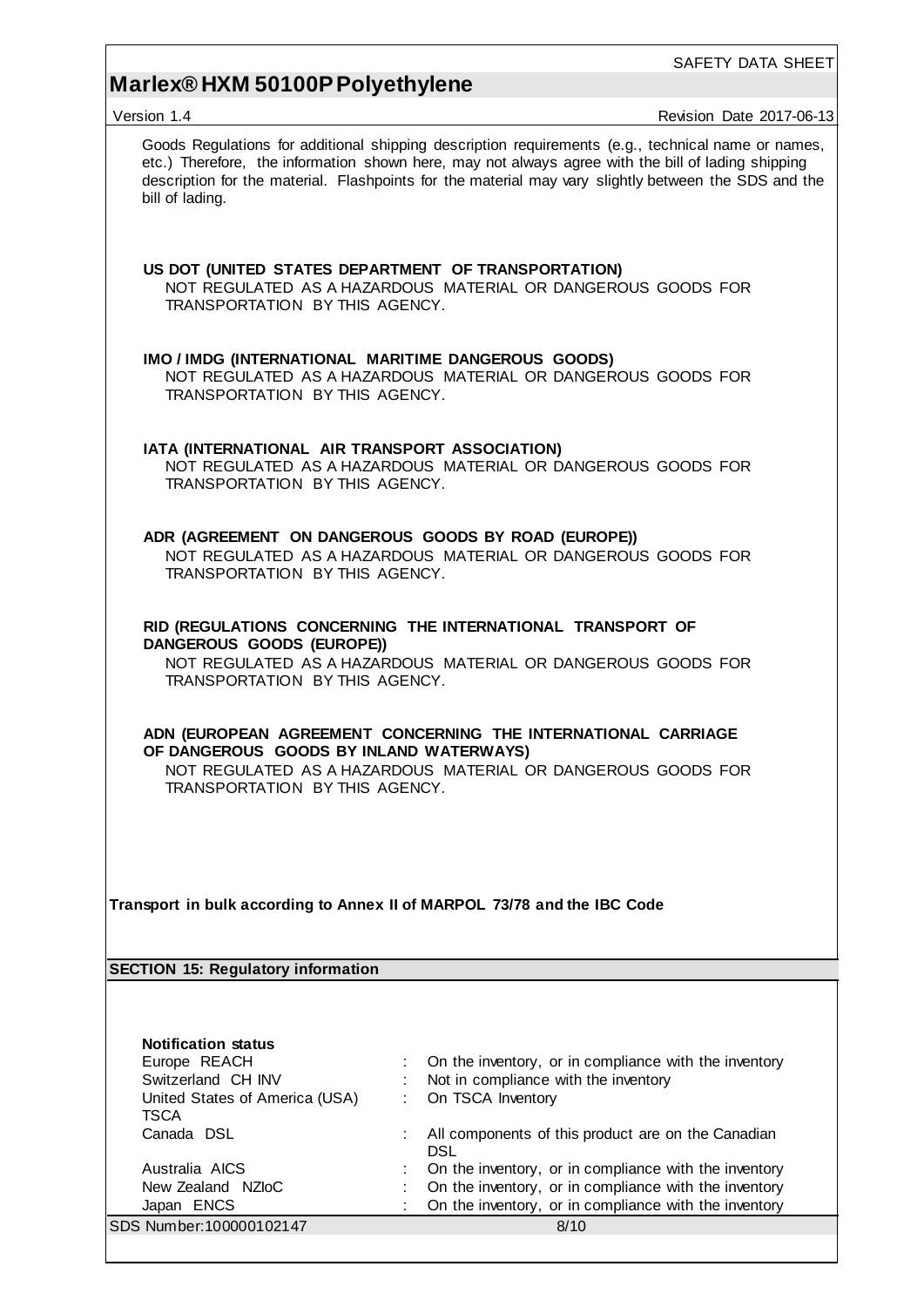Goods Regulations for additional shipping description requirements (e.g., technical name or names, etc.) Therefore, the information shown here, may not always agree with the bill of lading shipping description for the material. Flashpoints for the material may vary slightly between the SDS and the bill of lading.

**US DOT (UNITED STATES DEPARTMENT OF TRANSPORTATION)**
NOT REGULATED AS A HAZARDOUS MATERIAL OR DANGEROUS GOODS FOR TRANSPORTATION BY THIS AGENCY.

**IMO / IMDG (INTERNATIONAL MARITIME DANGEROUS GOODS)**
NOT REGULATED AS A HAZARDOUS MATERIAL OR DANGEROUS GOODS FOR TRANSPORTATION BY THIS AGENCY.

**IATA (INTERNATIONAL AIR TRANSPORT ASSOCIATION)**
NOT REGULATED AS A HAZARDOUS MATERIAL OR DANGEROUS GOODS FOR TRANSPORTATION BY THIS AGENCY.

**ADR (AGREEMENT ON DANGEROUS GOODS BY ROAD (EUROPE))**
NOT REGULATED AS A HAZARDOUS MATERIAL OR DANGEROUS GOODS FOR TRANSPORTATION BY THIS AGENCY.

**RID (REGULATIONS CONCERNING THE INTERNATIONAL TRANSPORT OF DANGEROUS GOODS (EUROPE))**
NOT REGULATED AS A HAZARDOUS MATERIAL OR DANGEROUS GOODS FOR TRANSPORTATION BY THIS AGENCY.

**ADN (EUROPEAN AGREEMENT CONCERNING THE INTERNATIONAL CARRIAGE OF DANGEROUS GOODS BY INLAND WATERWAYS)**
NOT REGULATED AS A HAZARDOUS MATERIAL OR DANGEROUS GOODS FOR TRANSPORTATION BY THIS AGENCY.

**Transport in bulk according to Annex II of MARPOL 73/78 and the IBC Code**

## SECTION 15: Regulatory information

**Notification status**

| | | |
|---|---|---|
| Europe REACH | : | On the inventory, or in compliance with the inventory |
| Switzerland CH INV | : | Not in compliance with the inventory |
| United States of America (USA) TSCA | : | On TSCA Inventory |
| Canada DSL | : | All components of this product are on the Canadian DSL |
| Australia AICS | : | On the inventory, or in compliance with the inventory |
| New Zealand NZIoC | : | On the inventory, or in compliance with the inventory |
| Japan ENCS | : | On the inventory, or in compliance with the inventory |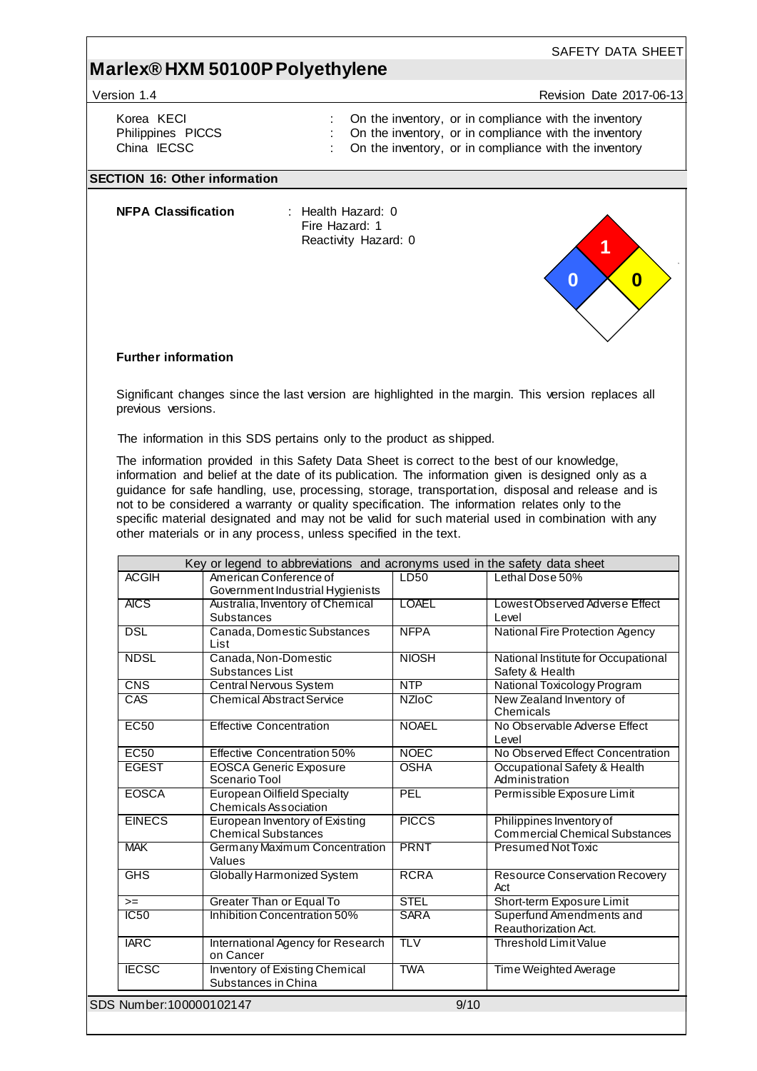| | | |
|---|---|---|
| Korea KECI | : | On the inventory, or in compliance with the inventory |
| Philippines PICCS | : | On the inventory, or in compliance with the inventory |
| China IECSC | : | On the inventory, or in compliance with the inventory |

## SECTION 16: Other information

**NFPA Classification** : Health Hazard: 0
Fire Hazard: 1
Reactivity Hazard: 0

**Further information**

Significant changes since the last version are highlighted in the margin. This version replaces all previous versions.

The information in this SDS pertains only to the product as shipped.

The information provided in this Safety Data Sheet is correct to the best of our knowledge, information and belief at the date of its publication. The information given is designed only as a guidance for safe handling, use, processing, storage, transportation, disposal and release and is not to be considered a warranty or quality specification. The information relates only to the specific material designated and may not be valid for such material used in combination with any other materials or in any process, unless specified in the text.

| Key or legend to abbreviations and acronyms used in the safety data sheet | | | |
|---|---|---|---|
| ACGIH | American Conference of Government Industrial Hygienists | LD50 | Lethal Dose 50% |
| AICS | Australia, Inventory of Chemical Substances | LOAEL | Lowest Observed Adverse Effect Level |
| DSL | Canada, Domestic Substances List | NFPA | National Fire Protection Agency |
| NDSL | Canada, Non-Domestic Substances List | NIOSH | National Institute for Occupational Safety & Health |
| CNS | Central Nervous System | NTP | National Toxicology Program |
| CAS | Chemical Abstract Service | NZIoC | New Zealand Inventory of Chemicals |
| EC50 | Effective Concentration | NOAEL | No Observable Adverse Effect Level |
| EC50 | Effective Concentration 50% | NOEC | No Observed Effect Concentration |
| EGEST | EOSCA Generic Exposure Scenario Tool | OSHA | Occupational Safety & Health Administration |
| EOSCA | European Oilfield Specialty Chemicals Association | PEL | Permissible Exposure Limit |
| EINECS | European Inventory of Existing Chemical Substances | PICCS | Philippines Inventory of Commercial Chemical Substances |
| MAK | Germany Maximum Concentration Values | PRNT | Presumed Not Toxic |
| GHS | Globally Harmonized System | RCRA | Resource Conservation Recovery Act |
| >= | Greater Than or Equal To | STEL | Short-term Exposure Limit |
| IC50 | Inhibition Concentration 50% | SARA | Superfund Amendments and Reauthorization Act. |
| IARC | International Agency for Research on Cancer | TLV | Threshold Limit Value |
| IECSC | Inventory of Existing Chemical Substances in China | TWA | Time Weighted Average |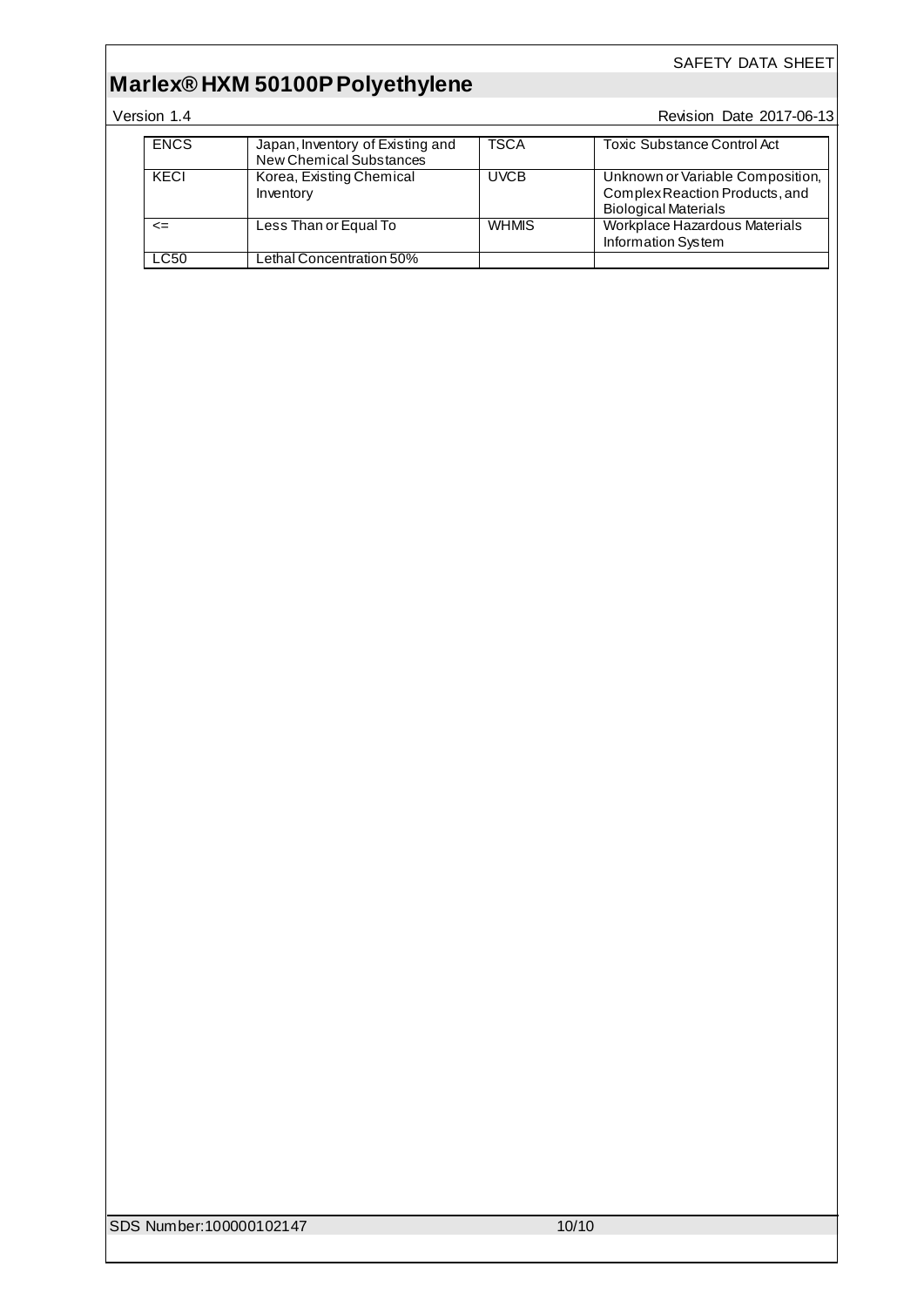| | | | |
|---|---|---|---|
| ENCS | Japan, Inventory of Existing and New Chemical Substances | TSCA | Toxic Substance Control Act |
| KECI | Korea, Existing Chemical Inventory | UVCB | Unknown or Variable Composition, Complex Reaction Products, and Biological Materials |
| <= | Less Than or Equal To | WHMIS | Workplace Hazardous Materials Information System |
| LC50 | Lethal Concentration 50% | | |